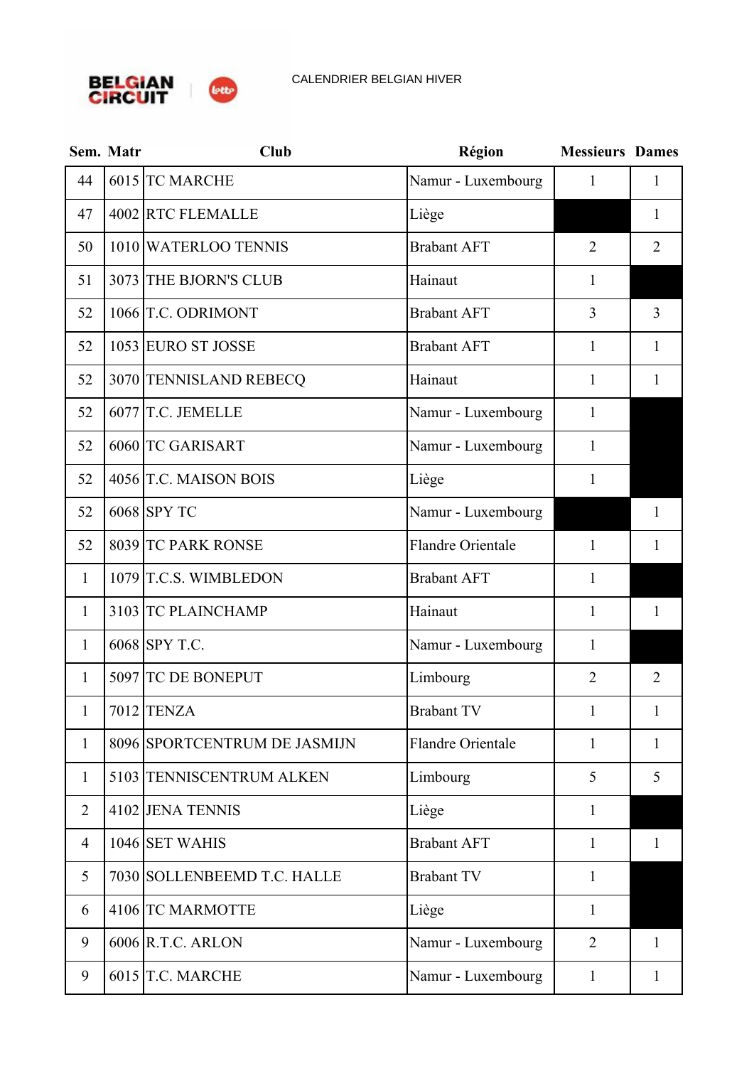CALENDRIER BELGIAN HIVER

| Sem. | Matr | Club | Région | Messieurs | Dames |
|---|---|---|---|---|---|
| 44 | 6015 | TC MARCHE | Namur - Luxembourg | 1 | 1 |
| 47 | 4002 | RTC FLEMALLE | Liège | | 1 |
| 50 | 1010 | WATERLOO TENNIS | Brabant AFT | 2 | 2 |
| 51 | 3073 | THE BJORN'S CLUB | Hainaut | 1 | |
| 52 | 1066 | T.C. ODRIMONT | Brabant AFT | 3 | 3 |
| 52 | 1053 | EURO ST JOSSE | Brabant AFT | 1 | 1 |
| 52 | 3070 | TENNISLAND REBECQ | Hainaut | 1 | 1 |
| 52 | 6077 | T.C. JEMELLE | Namur - Luxembourg | 1 | |
| 52 | 6060 | TC GARISART | Namur - Luxembourg | 1 | |
| 52 | 4056 | T.C. MAISON BOIS | Liège | 1 | |
| 52 | 6068 | SPY TC | Namur - Luxembourg | | 1 |
| 52 | 8039 | TC PARK RONSE | Flandre Orientale | 1 | 1 |
| 1 | 1079 | T.C.S. WIMBLEDON | Brabant AFT | 1 | |
| 1 | 3103 | TC PLAINCHAMP | Hainaut | 1 | 1 |
| 1 | 6068 | SPY T.C. | Namur - Luxembourg | 1 | |
| 1 | 5097 | TC DE BONEPUT | Limbourg | 2 | 2 |
| 1 | 7012 | TENZA | Brabant TV | 1 | 1 |
| 1 | 8096 | SPORTCENTRUM DE JASMIJN | Flandre Orientale | 1 | 1 |
| 1 | 5103 | TENNISCENTRUM ALKEN | Limbourg | 5 | 5 |
| 2 | 4102 | JENA TENNIS | Liège | 1 | |
| 4 | 1046 | SET WAHIS | Brabant AFT | 1 | 1 |
| 5 | 7030 | SOLLENBEEMD T.C. HALLE | Brabant TV | 1 | |
| 6 | 4106 | TC MARMOTTE | Liège | 1 | |
| 9 | 6006 | R.T.C. ARLON | Namur - Luxembourg | 2 | 1 |
| 9 | 6015 | T.C. MARCHE | Namur - Luxembourg | 1 | 1 |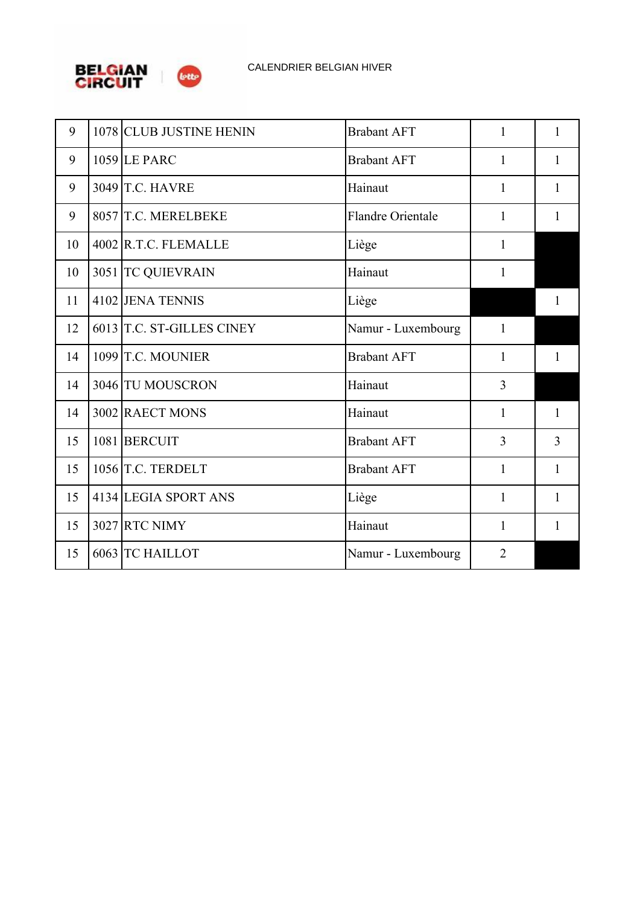CALENDRIER BELGIAN HIVER

| | | | | | |
|---|---|---|---|---|---|
| 9 | 1078 | CLUB JUSTINE HENIN | Brabant AFT | 1 | 1 |
| 9 | 1059 | LE PARC | Brabant AFT | 1 | 1 |
| 9 | 3049 | T.C. HAVRE | Hainaut | 1 | 1 |
| 9 | 8057 | T.C. MERELBEKE | Flandre Orientale | 1 | 1 |
| 10 | 4002 | R.T.C. FLEMALLE | Liège | 1 | |
| 10 | 3051 | TC QUIEVRAIN | Hainaut | 1 | |
| 11 | 4102 | JENA TENNIS | Liège | | 1 |
| 12 | 6013 | T.C. ST-GILLES CINEY | Namur - Luxembourg | 1 | |
| 14 | 1099 | T.C. MOUNIER | Brabant AFT | 1 | 1 |
| 14 | 3046 | TU MOUSCRON | Hainaut | 3 | |
| 14 | 3002 | RAECT MONS | Hainaut | 1 | 1 |
| 15 | 1081 | BERCUIT | Brabant AFT | 3 | 3 |
| 15 | 1056 | T.C. TERDELT | Brabant AFT | 1 | 1 |
| 15 | 4134 | LEGIA SPORT ANS | Liège | 1 | 1 |
| 15 | 3027 | RTC NIMY | Hainaut | 1 | 1 |
| 15 | 6063 | TC HAILLOT | Namur - Luxembourg | 2 | |